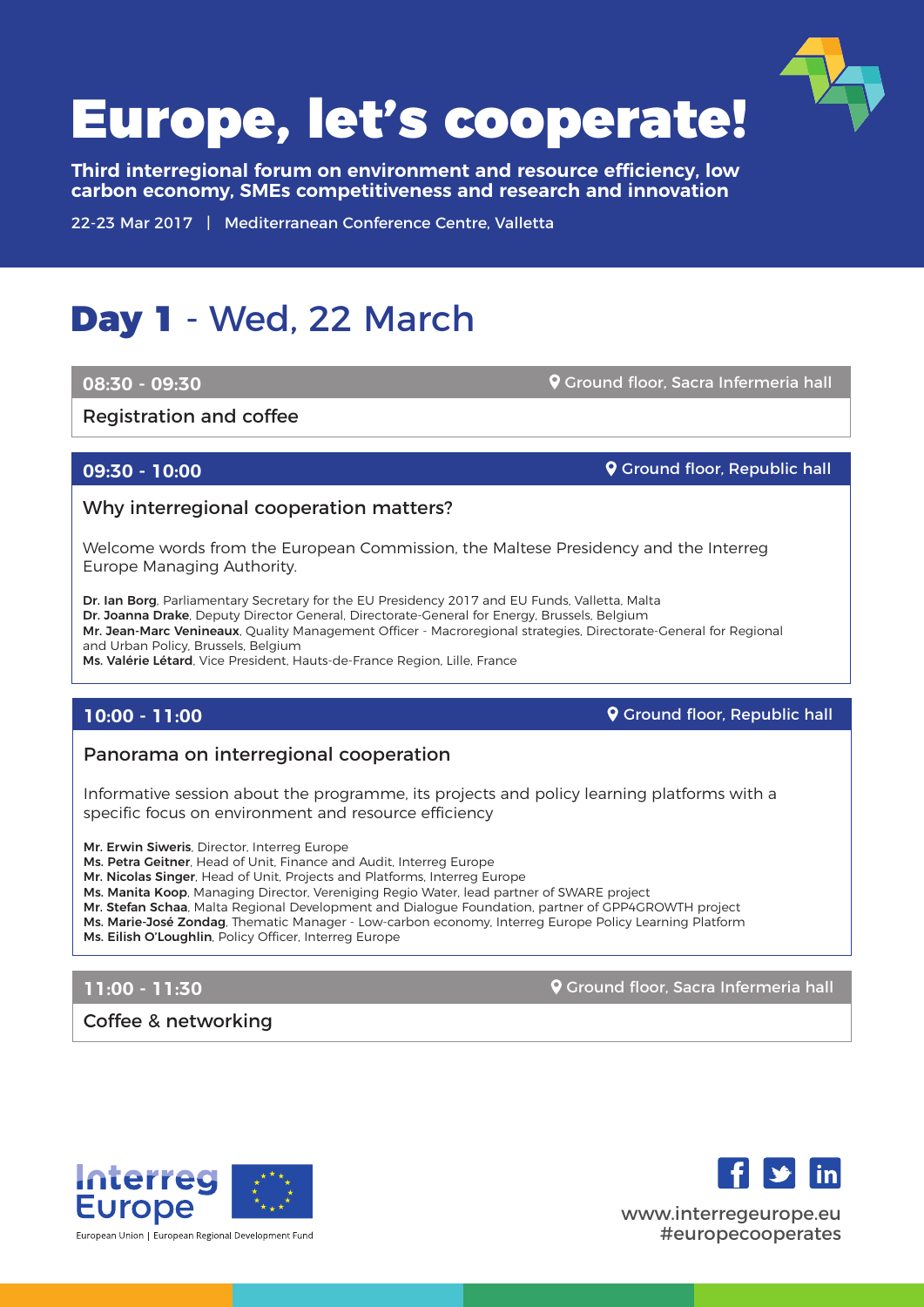# Europe, let's cooperate!

**Third interregional forum on environment and resource efficiency, low carbon economy, SMEs competitiveness and research and innovation**

22-23 Mar 2017 | Mediterranean Conference Centre, Valletta

## Day 1 - Wed, 22 March

### 08:30 - 09:30 — Ground floor, Sacra Infermeria hall

Registration and coffee

### 09:30 - 10:00 — Ground floor, Republic hall

Why interregional cooperation matters?

Welcome words from the European Commission, the Maltese Presidency and the Interreg Europe Managing Authority.

**Dr. Ian Borg**, Parliamentary Secretary for the EU Presidency 2017 and EU Funds, Valletta, Malta
**Dr. Joanna Drake**, Deputy Director General, Directorate-General for Energy, Brussels, Belgium
**Mr. Jean-Marc Venineaux**, Quality Management Officer - Macroregional strategies, Directorate-General for Regional and Urban Policy, Brussels, Belgium
**Ms. Valérie Létard**, Vice President, Hauts-de-France Region, Lille, France

### 10:00 - 11:00 — Ground floor, Republic hall

Panorama on interregional cooperation

Informative session about the programme, its projects and policy learning platforms with a specific focus on environment and resource efficiency

**Mr. Erwin Siweris**, Director, Interreg Europe
**Ms. Petra Geitner**, Head of Unit, Finance and Audit, Interreg Europe
**Mr. Nicolas Singer**, Head of Unit, Projects and Platforms, Interreg Europe
**Ms. Manita Koop**, Managing Director, Vereniging Regio Water, lead partner of SWARE project
**Mr. Stefan Schaa**, Malta Regional Development and Dialogue Foundation, partner of GPP4GROWTH project
**Ms. Marie-José Zondag**, Thematic Manager - Low-carbon economy, Interreg Europe Policy Learning Platform
**Ms. Eilish O'Loughlin**, Policy Officer, Interreg Europe

### 11:00 - 11:30 — Ground floor, Sacra Infermeria hall

Coffee & networking

Interreg Europe
European Union | European Regional Development Fund

www.interregeurope.eu
#europecooperates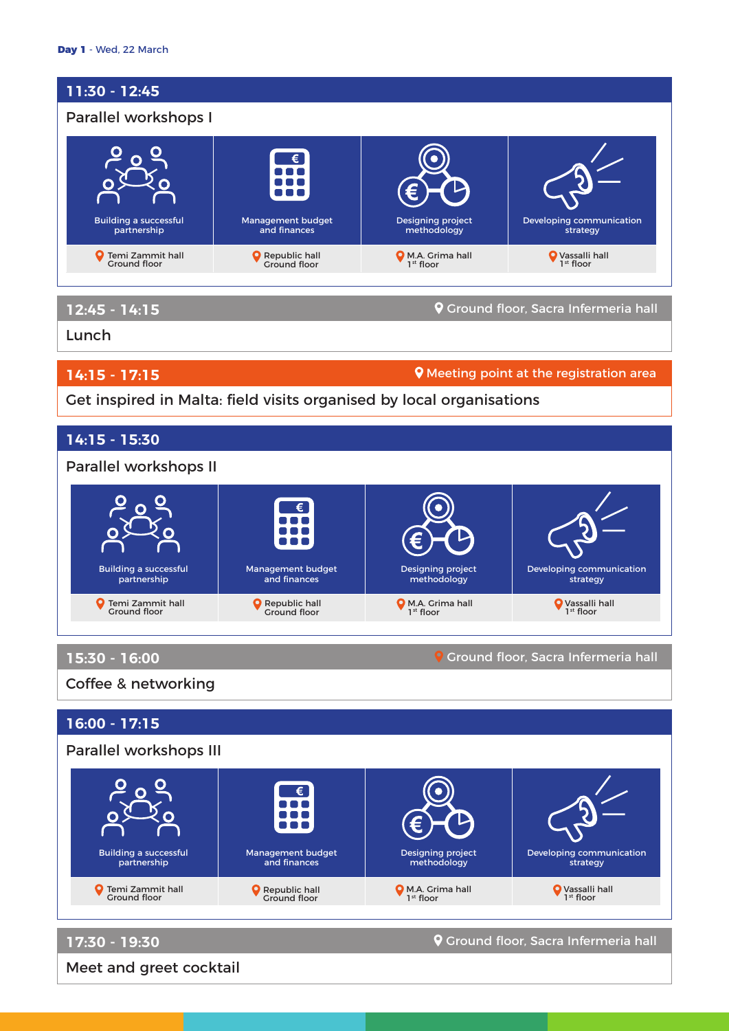**Day 1** - Wed, 22 March

## 11:30 - 12:45

### Parallel workshops I

| Building a successful partnership | Management budget and finances | Designing project methodology | Developing communication strategy |
|---|---|---|---|
| Temi Zammit hall<br>Ground floor | Republic hall<br>Ground floor | M.A. Grima hall<br>1st floor | Vassalli hall<br>1st floor |

## 12:45 - 14:15

Ground floor, Sacra Infermeria hall

### Lunch

## 14:15 - 17:15

Meeting point at the registration area

### Get inspired in Malta: field visits organised by local organisations

## 14:15 - 15:30

### Parallel workshops II

| Building a successful partnership | Management budget and finances | Designing project methodology | Developing communication strategy |
|---|---|---|---|
| Temi Zammit hall<br>Ground floor | Republic hall<br>Ground floor | M.A. Grima hall<br>1st floor | Vassalli hall<br>1st floor |

## 15:30 - 16:00

Ground floor, Sacra Infermeria hall

### Coffee & networking

## 16:00 - 17:15

### Parallel workshops III

| Building a successful partnership | Management budget and finances | Designing project methodology | Developing communication strategy |
|---|---|---|---|
| Temi Zammit hall<br>Ground floor | Republic hall<br>Ground floor | M.A. Grima hall<br>1st floor | Vassalli hall<br>1st floor |

## 17:30 - 19:30

Ground floor, Sacra Infermeria hall

### Meet and greet cocktail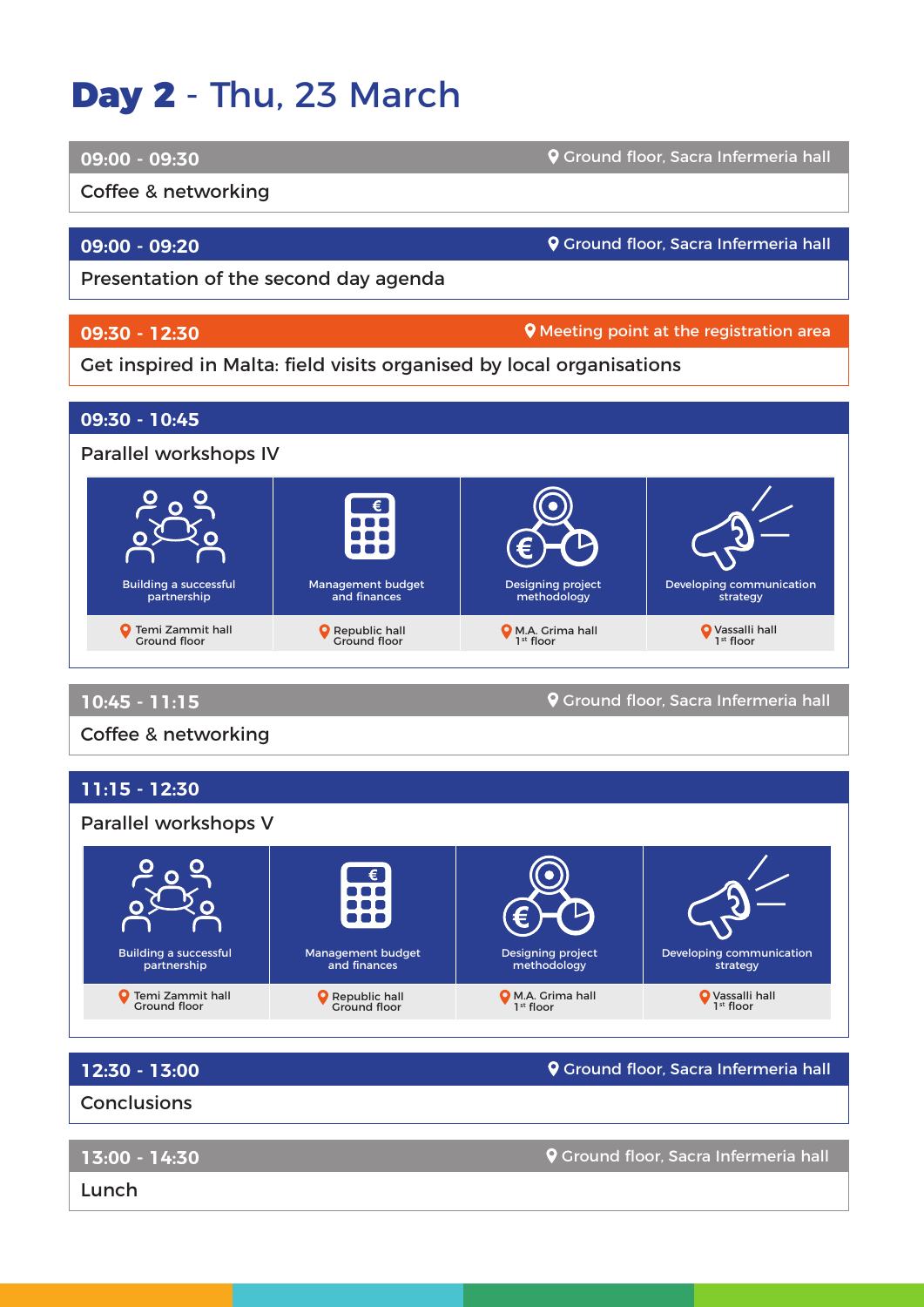# **Day 2** - Thu, 23 March

**09:00 - 09:30** | Ground floor, Sacra Infermeria hall

Coffee & networking

**09:00 - 09:20** | Ground floor, Sacra Infermeria hall

Presentation of the second day agenda

**09:30 - 12:30** | Meeting point at the registration area

Get inspired in Malta: field visits organised by local organisations

**09:30 - 10:45**

Parallel workshops IV

| Building a successful partnership | Management budget and finances | Designing project methodology | Developing communication strategy |
|---|---|---|---|
| Temi Zammit hall Ground floor | Republic hall Ground floor | M.A. Grima hall 1st floor | Vassalli hall 1st floor |

**10:45 - 11:15** | Ground floor, Sacra Infermeria hall

Coffee & networking

**11:15 - 12:30**

Parallel workshops V

| Building a successful partnership | Management budget and finances | Designing project methodology | Developing communication strategy |
|---|---|---|---|
| Temi Zammit hall Ground floor | Republic hall Ground floor | M.A. Grima hall 1st floor | Vassalli hall 1st floor |

**12:30 - 13:00** | Ground floor, Sacra Infermeria hall

Conclusions

**13:00 - 14:30** | Ground floor, Sacra Infermeria hall

Lunch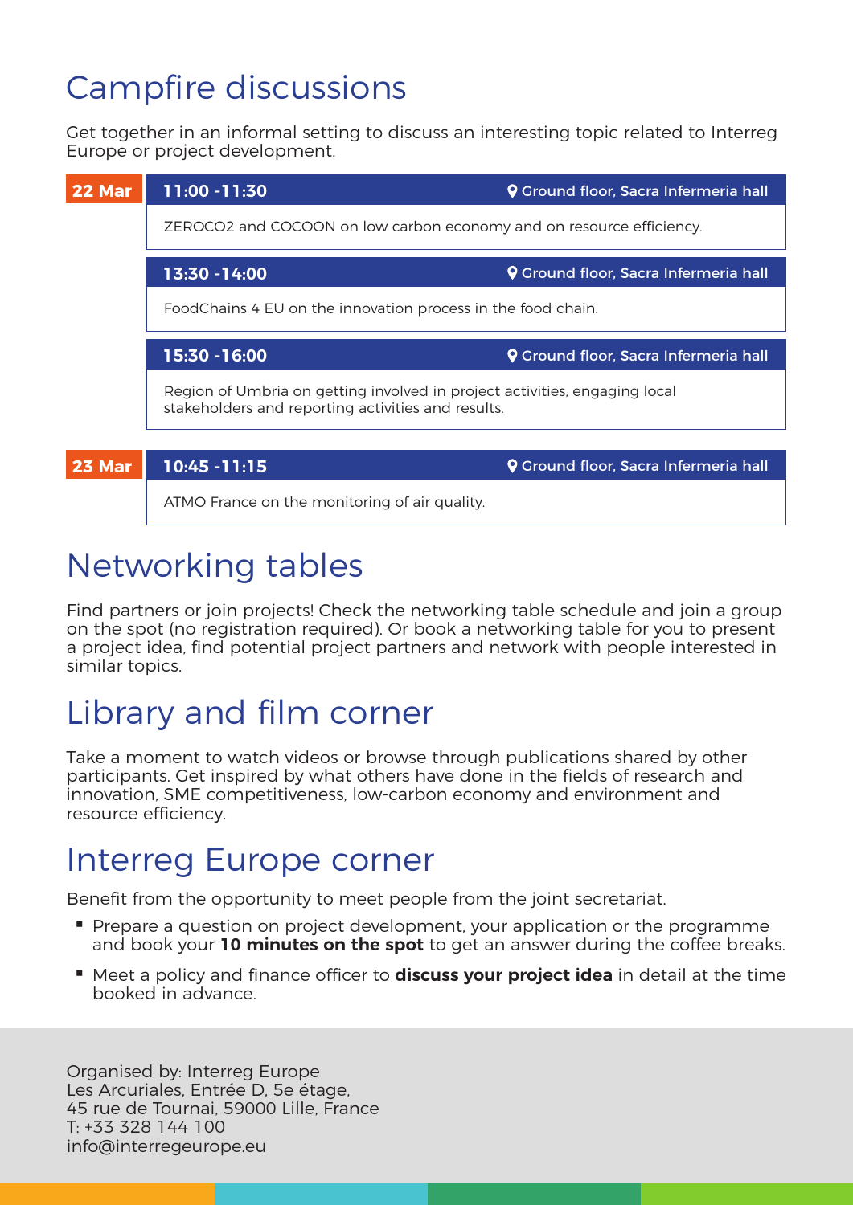# Campfire discussions

Get together in an informal setting to discuss an interesting topic related to Interreg Europe or project development.

**22 Mar**

**11:00 -11:30** — Ground floor, Sacra Infermeria hall

ZEROCO2 and COCOON on low carbon economy and on resource efficiency.

**13:30 -14:00** — Ground floor, Sacra Infermeria hall

FoodChains 4 EU on the innovation process in the food chain.

**15:30 -16:00** — Ground floor, Sacra Infermeria hall

Region of Umbria on getting involved in project activities, engaging local stakeholders and reporting activities and results.

**23 Mar**

**10:45 -11:15** — Ground floor, Sacra Infermeria hall

ATMO France on the monitoring of air quality.

# Networking tables

Find partners or join projects! Check the networking table schedule and join a group on the spot (no registration required). Or book a networking table for you to present a project idea, find potential project partners and network with people interested in similar topics.

# Library and film corner

Take a moment to watch videos or browse through publications shared by other participants. Get inspired by what others have done in the fields of research and innovation, SME competitiveness, low-carbon economy and environment and resource efficiency.

# Interreg Europe corner

Benefit from the opportunity to meet people from the joint secretariat.

- Prepare a question on project development, your application or the programme and book your **10 minutes on the spot** to get an answer during the coffee breaks.
- Meet a policy and finance officer to **discuss your project idea** in detail at the time booked in advance.

Organised by: Interreg Europe
Les Arcuriales, Entrée D, 5e étage,
45 rue de Tournai, 59000 Lille, France
T: +33 328 144 100
info@interregeurope.eu